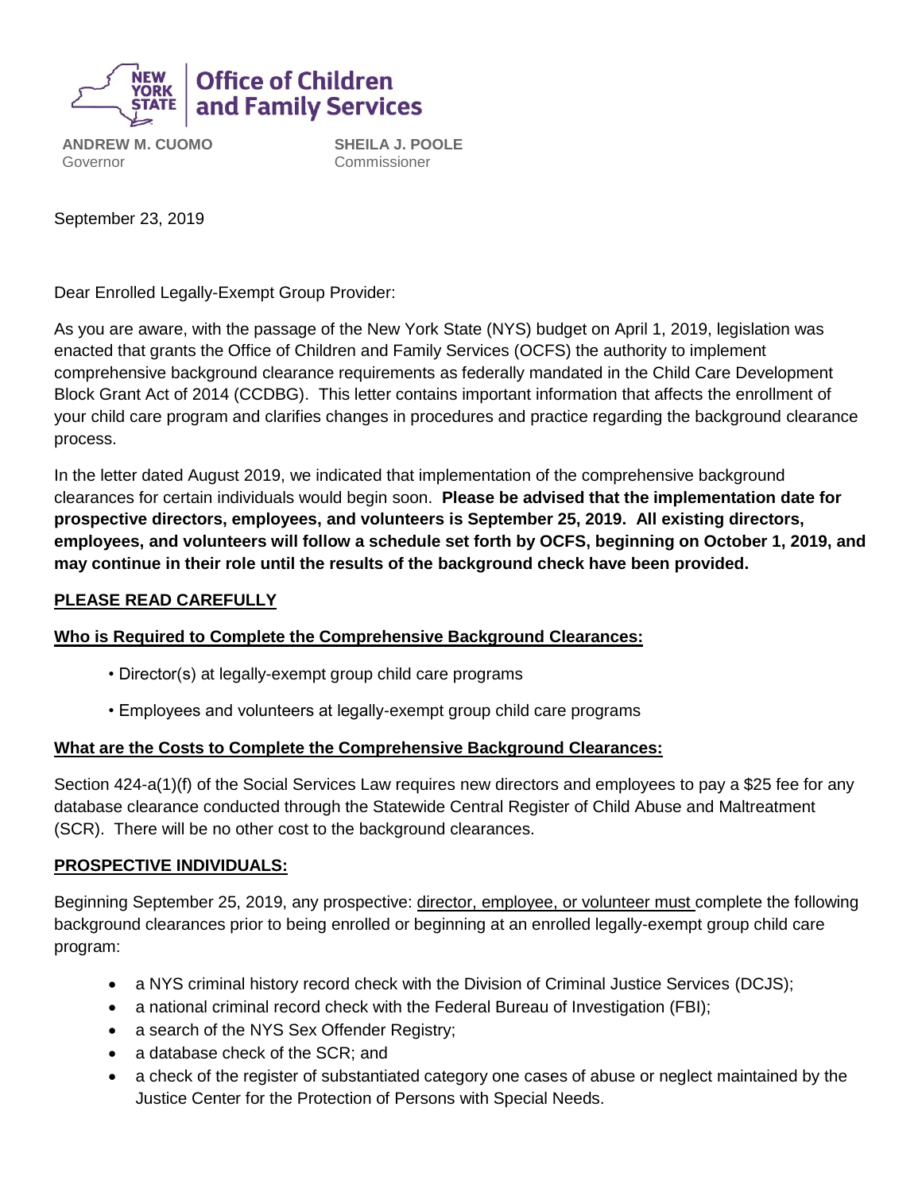**NEW YORK STATE** | **Office of Children and Family Services**

**ANDREW M. CUOMO**
Governor

**SHEILA J. POOLE**
Commissioner

September 23, 2019

Dear Enrolled Legally-Exempt Group Provider:

As you are aware, with the passage of the New York State (NYS) budget on April 1, 2019, legislation was enacted that grants the Office of Children and Family Services (OCFS) the authority to implement comprehensive background clearance requirements as federally mandated in the Child Care Development Block Grant Act of 2014 (CCDBG). This letter contains important information that affects the enrollment of your child care program and clarifies changes in procedures and practice regarding the background clearance process.

In the letter dated August 2019, we indicated that implementation of the comprehensive background clearances for certain individuals would begin soon. **Please be advised that the implementation date for prospective directors, employees, and volunteers is September 25, 2019. All existing directors, employees, and volunteers will follow a schedule set forth by OCFS, beginning on October 1, 2019, and may continue in their role until the results of the background check have been provided.**

**PLEASE READ CAREFULLY**

**Who is Required to Complete the Comprehensive Background Clearances:**

- Director(s) at legally-exempt group child care programs
- Employees and volunteers at legally-exempt group child care programs

**What are the Costs to Complete the Comprehensive Background Clearances:**

Section 424-a(1)(f) of the Social Services Law requires new directors and employees to pay a $25 fee for any database clearance conducted through the Statewide Central Register of Child Abuse and Maltreatment (SCR). There will be no other cost to the background clearances.

**PROSPECTIVE INDIVIDUALS:**

Beginning September 25, 2019, any prospective: director, employee, or volunteer must complete the following background clearances prior to being enrolled or beginning at an enrolled legally-exempt group child care program:

- a NYS criminal history record check with the Division of Criminal Justice Services (DCJS);
- a national criminal record check with the Federal Bureau of Investigation (FBI);
- a search of the NYS Sex Offender Registry;
- a database check of the SCR; and
- a check of the register of substantiated category one cases of abuse or neglect maintained by the Justice Center for the Protection of Persons with Special Needs.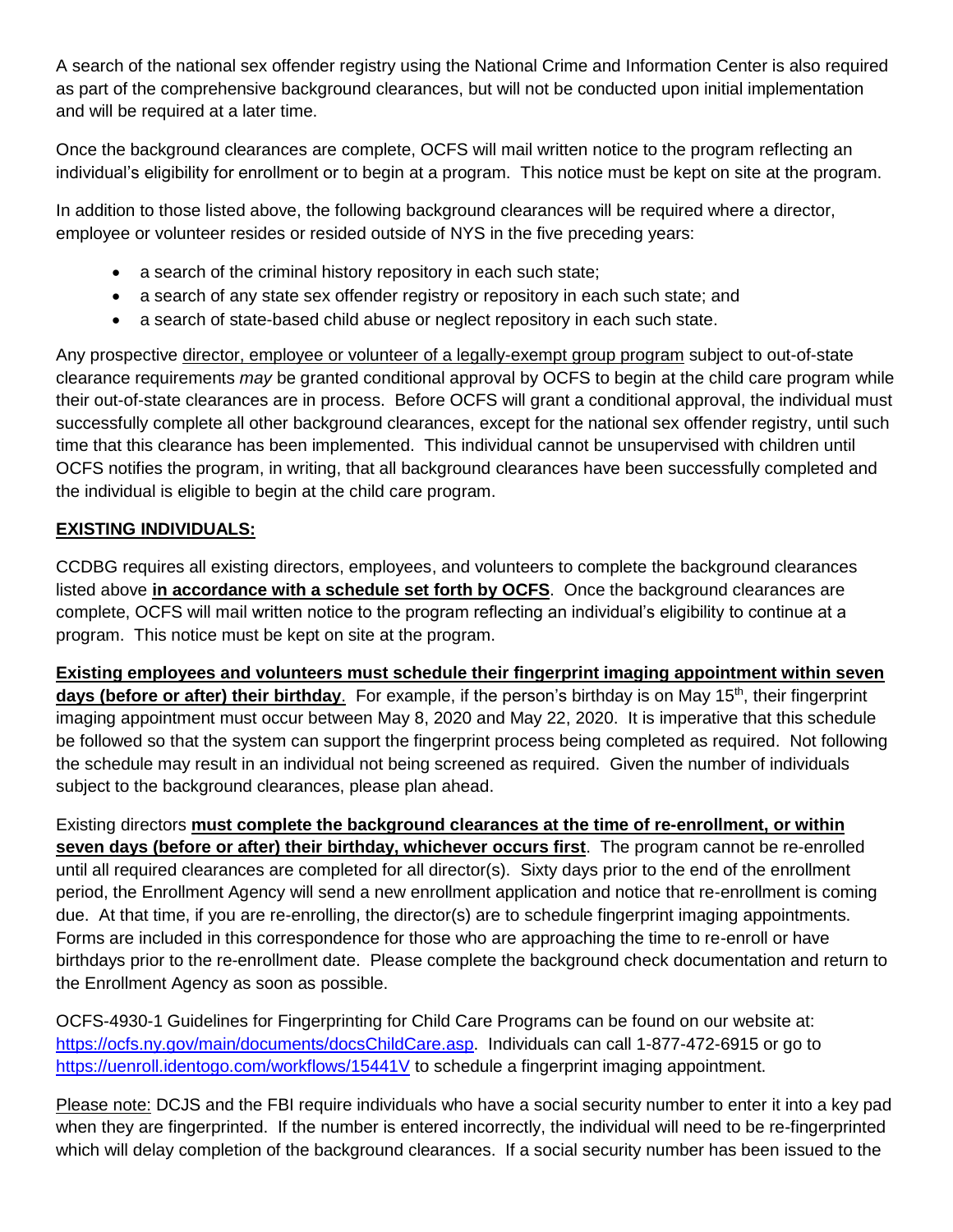A search of the national sex offender registry using the National Crime and Information Center is also required as part of the comprehensive background clearances, but will not be conducted upon initial implementation and will be required at a later time.

Once the background clearances are complete, OCFS will mail written notice to the program reflecting an individual's eligibility for enrollment or to begin at a program. This notice must be kept on site at the program.

In addition to those listed above, the following background clearances will be required where a director, employee or volunteer resides or resided outside of NYS in the five preceding years:

- a search of the criminal history repository in each such state;
- a search of any state sex offender registry or repository in each such state; and
- a search of state-based child abuse or neglect repository in each such state.

Any prospective director, employee or volunteer of a legally-exempt group program subject to out-of-state clearance requirements *may* be granted conditional approval by OCFS to begin at the child care program while their out-of-state clearances are in process. Before OCFS will grant a conditional approval, the individual must successfully complete all other background clearances, except for the national sex offender registry, until such time that this clearance has been implemented. This individual cannot be unsupervised with children until OCFS notifies the program, in writing, that all background clearances have been successfully completed and the individual is eligible to begin at the child care program.

**EXISTING INDIVIDUALS:**

CCDBG requires all existing directors, employees, and volunteers to complete the background clearances listed above **in accordance with a schedule set forth by OCFS**. Once the background clearances are complete, OCFS will mail written notice to the program reflecting an individual's eligibility to continue at a program. This notice must be kept on site at the program.

**Existing employees and volunteers must schedule their fingerprint imaging appointment within seven days (before or after) their birthday**. For example, if the person's birthday is on May 15th, their fingerprint imaging appointment must occur between May 8, 2020 and May 22, 2020. It is imperative that this schedule be followed so that the system can support the fingerprint process being completed as required. Not following the schedule may result in an individual not being screened as required. Given the number of individuals subject to the background clearances, please plan ahead.

Existing directors **must complete the background clearances at the time of re-enrollment, or within seven days (before or after) their birthday, whichever occurs first**. The program cannot be re-enrolled until all required clearances are completed for all director(s). Sixty days prior to the end of the enrollment period, the Enrollment Agency will send a new enrollment application and notice that re-enrollment is coming due. At that time, if you are re-enrolling, the director(s) are to schedule fingerprint imaging appointments. Forms are included in this correspondence for those who are approaching the time to re-enroll or have birthdays prior to the re-enrollment date. Please complete the background check documentation and return to the Enrollment Agency as soon as possible.

OCFS-4930-1 Guidelines for Fingerprinting for Child Care Programs can be found on our website at: https://ocfs.ny.gov/main/documents/docsChildCare.asp. Individuals can call 1-877-472-6915 or go to https://uenroll.identogo.com/workflows/15441V to schedule a fingerprint imaging appointment.

Please note: DCJS and the FBI require individuals who have a social security number to enter it into a key pad when they are fingerprinted. If the number is entered incorrectly, the individual will need to be re-fingerprinted which will delay completion of the background clearances. If a social security number has been issued to the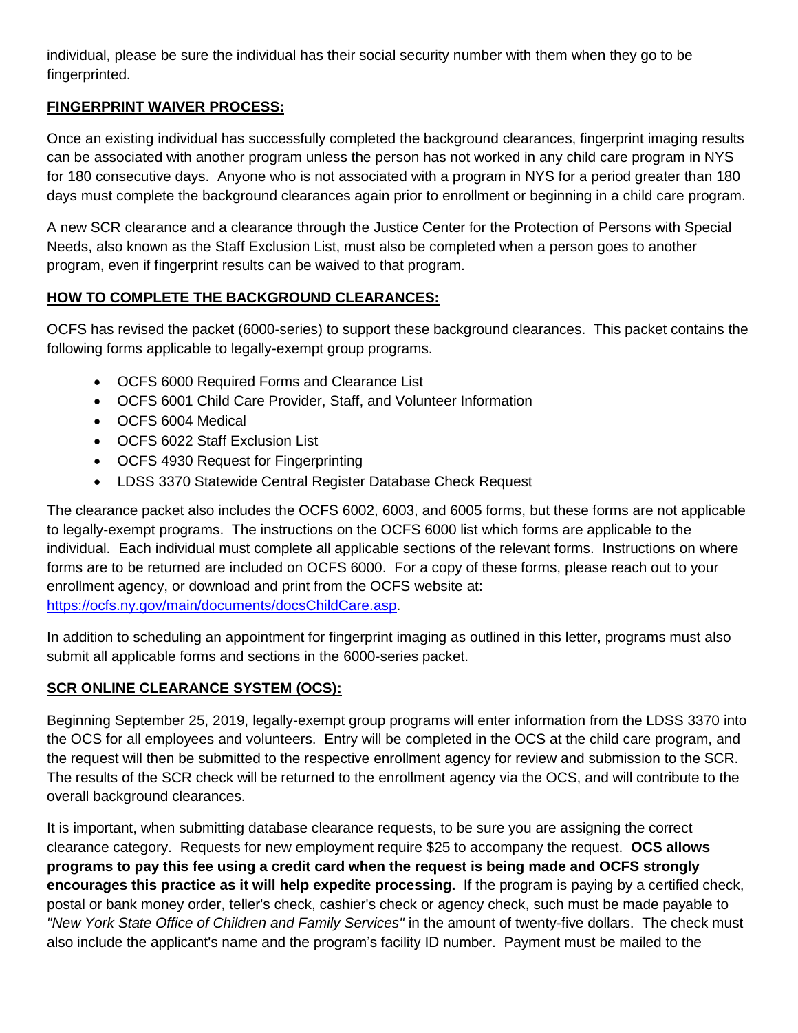individual, please be sure the individual has their social security number with them when they go to be fingerprinted.

## FINGERPRINT WAIVER PROCESS:

Once an existing individual has successfully completed the background clearances, fingerprint imaging results can be associated with another program unless the person has not worked in any child care program in NYS for 180 consecutive days. Anyone who is not associated with a program in NYS for a period greater than 180 days must complete the background clearances again prior to enrollment or beginning in a child care program.

A new SCR clearance and a clearance through the Justice Center for the Protection of Persons with Special Needs, also known as the Staff Exclusion List, must also be completed when a person goes to another program, even if fingerprint results can be waived to that program.

## HOW TO COMPLETE THE BACKGROUND CLEARANCES:

OCFS has revised the packet (6000-series) to support these background clearances. This packet contains the following forms applicable to legally-exempt group programs.

- OCFS 6000 Required Forms and Clearance List
- OCFS 6001 Child Care Provider, Staff, and Volunteer Information
- OCFS 6004 Medical
- OCFS 6022 Staff Exclusion List
- OCFS 4930 Request for Fingerprinting
- LDSS 3370 Statewide Central Register Database Check Request

The clearance packet also includes the OCFS 6002, 6003, and 6005 forms, but these forms are not applicable to legally-exempt programs. The instructions on the OCFS 6000 list which forms are applicable to the individual. Each individual must complete all applicable sections of the relevant forms. Instructions on where forms are to be returned are included on OCFS 6000. For a copy of these forms, please reach out to your enrollment agency, or download and print from the OCFS website at: https://ocfs.ny.gov/main/documents/docsChildCare.asp.

In addition to scheduling an appointment for fingerprint imaging as outlined in this letter, programs must also submit all applicable forms and sections in the 6000-series packet.

## SCR ONLINE CLEARANCE SYSTEM (OCS):

Beginning September 25, 2019, legally-exempt group programs will enter information from the LDSS 3370 into the OCS for all employees and volunteers. Entry will be completed in the OCS at the child care program, and the request will then be submitted to the respective enrollment agency for review and submission to the SCR. The results of the SCR check will be returned to the enrollment agency via the OCS, and will contribute to the overall background clearances.

It is important, when submitting database clearance requests, to be sure you are assigning the correct clearance category. Requests for new employment require $25 to accompany the request. **OCS allows programs to pay this fee using a credit card when the request is being made and OCFS strongly encourages this practice as it will help expedite processing.** If the program is paying by a certified check, postal or bank money order, teller's check, cashier's check or agency check, such must be made payable to *"New York State Office of Children and Family Services"* in the amount of twenty-five dollars. The check must also include the applicant's name and the program's facility ID number. Payment must be mailed to the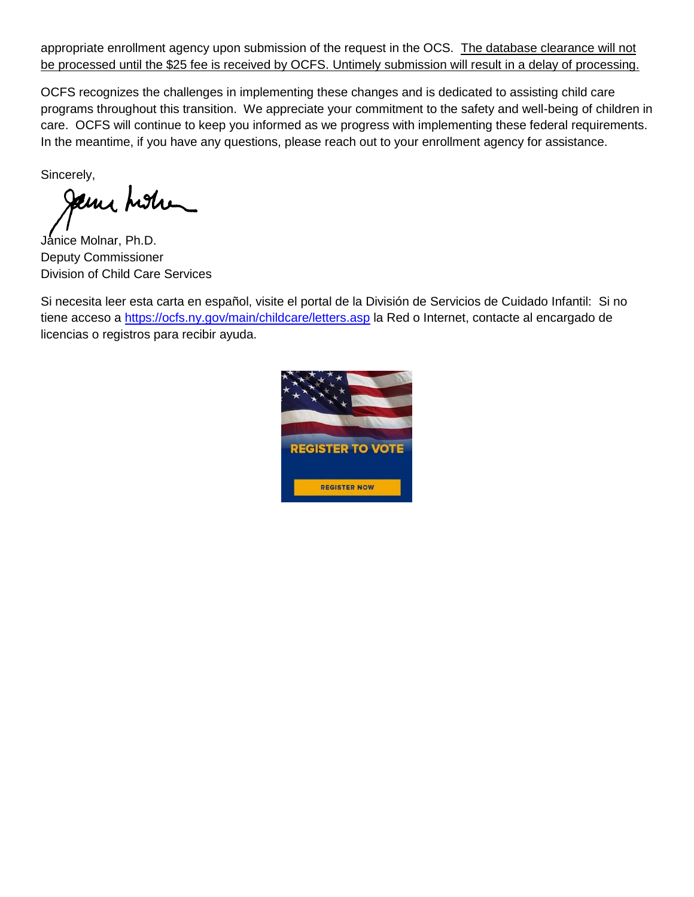appropriate enrollment agency upon submission of the request in the OCS. The database clearance will not be processed until the $25 fee is received by OCFS. Untimely submission will result in a delay of processing.

OCFS recognizes the challenges in implementing these changes and is dedicated to assisting child care programs throughout this transition. We appreciate your commitment to the safety and well-being of children in care. OCFS will continue to keep you informed as we progress with implementing these federal requirements. In the meantime, if you have any questions, please reach out to your enrollment agency for assistance.

Sincerely,

Janice Molnar, Ph.D.
Deputy Commissioner
Division of Child Care Services

Si necesita leer esta carta en español, visite el portal de la División de Servicios de Cuidado Infantil: Si no tiene acceso a https://ocfs.ny.gov/main/childcare/letters.asp la Red o Internet, contacte al encargado de licencias o registros para recibir ayuda.

REGISTER TO VOTE

REGISTER NOW